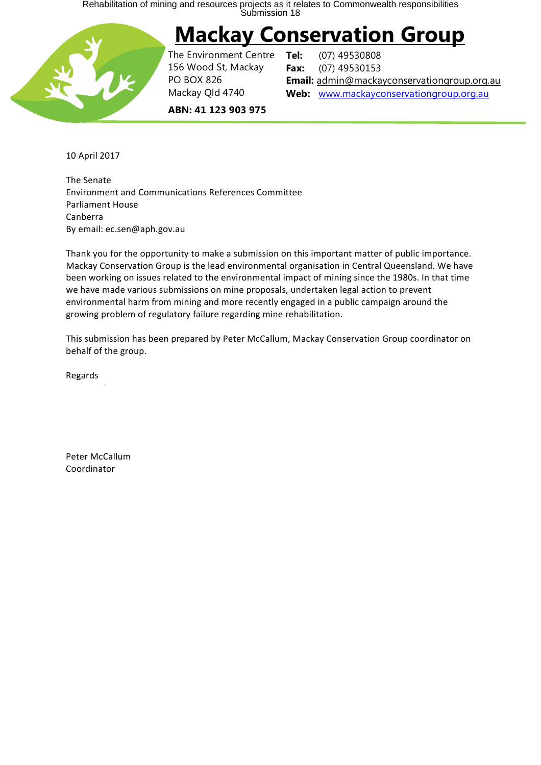# Mackay Conservation Group

The Environment Centre
156 Wood St, Mackay
PO BOX 826
Mackay Qld 4740

**Tel:** (07) 49530808
**Fax:** (07) 49530153
**Email:** admin@mackayconservationgroup.org.au
**Web:** www.mackayconservationgroup.org.au

**ABN: 41 123 903 975**

10 April 2017

The Senate
Environment and Communications References Committee
Parliament House
Canberra
By email: ec.sen@aph.gov.au

Thank you for the opportunity to make a submission on this important matter of public importance. Mackay Conservation Group is the lead environmental organisation in Central Queensland. We have been working on issues related to the environmental impact of mining since the 1980s. In that time we have made various submissions on mine proposals, undertaken legal action to prevent environmental harm from mining and more recently engaged in a public campaign around the growing problem of regulatory failure regarding mine rehabilitation.

This submission has been prepared by Peter McCallum, Mackay Conservation Group coordinator on behalf of the group.

Regards

Peter McCallum
Coordinator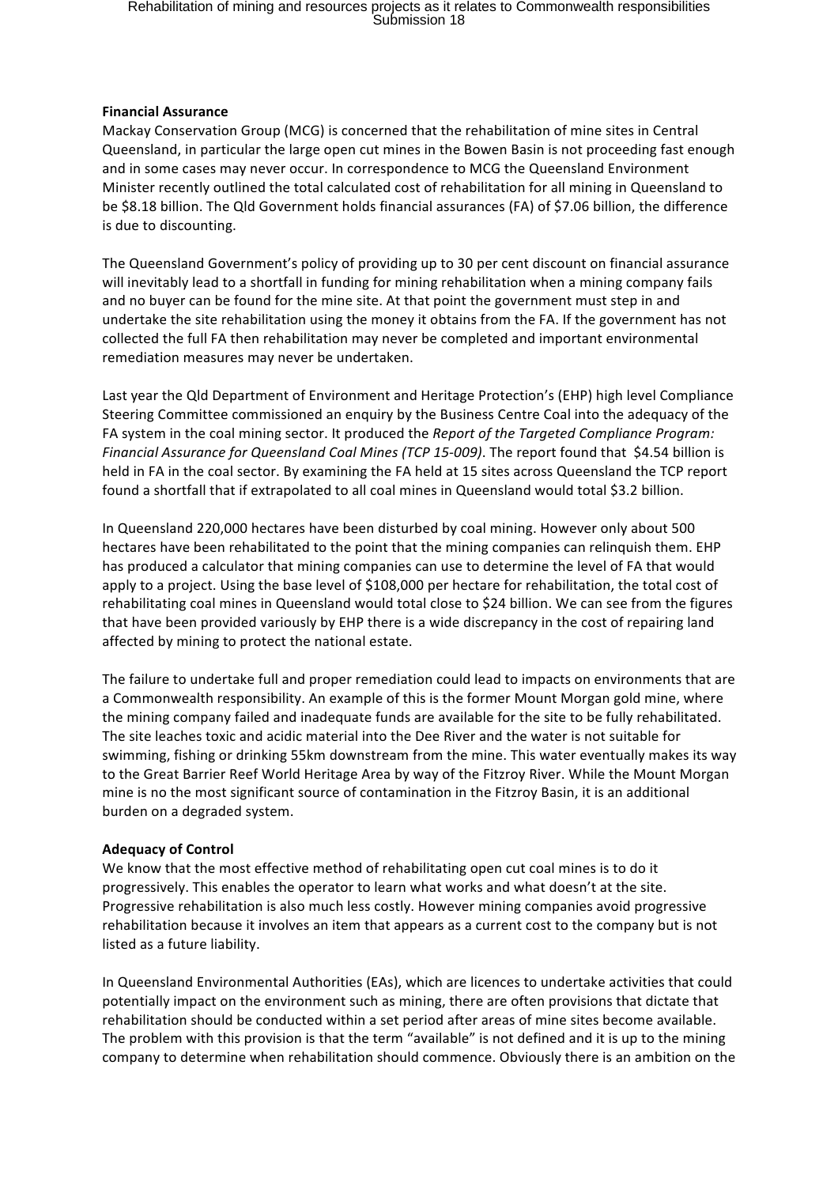**Financial Assurance**

Mackay Conservation Group (MCG) is concerned that the rehabilitation of mine sites in Central Queensland, in particular the large open cut mines in the Bowen Basin is not proceeding fast enough and in some cases may never occur. In correspondence to MCG the Queensland Environment Minister recently outlined the total calculated cost of rehabilitation for all mining in Queensland to be $8.18 billion. The Qld Government holds financial assurances (FA) of $7.06 billion, the difference is due to discounting.

The Queensland Government's policy of providing up to 30 per cent discount on financial assurance will inevitably lead to a shortfall in funding for mining rehabilitation when a mining company fails and no buyer can be found for the mine site. At that point the government must step in and undertake the site rehabilitation using the money it obtains from the FA. If the government has not collected the full FA then rehabilitation may never be completed and important environmental remediation measures may never be undertaken.

Last year the Qld Department of Environment and Heritage Protection's (EHP) high level Compliance Steering Committee commissioned an enquiry by the Business Centre Coal into the adequacy of the FA system in the coal mining sector. It produced the *Report of the Targeted Compliance Program: Financial Assurance for Queensland Coal Mines (TCP 15-009)*. The report found that $4.54 billion is held in FA in the coal sector. By examining the FA held at 15 sites across Queensland the TCP report found a shortfall that if extrapolated to all coal mines in Queensland would total $3.2 billion.

In Queensland 220,000 hectares have been disturbed by coal mining. However only about 500 hectares have been rehabilitated to the point that the mining companies can relinquish them. EHP has produced a calculator that mining companies can use to determine the level of FA that would apply to a project. Using the base level of $108,000 per hectare for rehabilitation, the total cost of rehabilitating coal mines in Queensland would total close to $24 billion. We can see from the figures that have been provided variously by EHP there is a wide discrepancy in the cost of repairing land affected by mining to protect the national estate.

The failure to undertake full and proper remediation could lead to impacts on environments that are a Commonwealth responsibility. An example of this is the former Mount Morgan gold mine, where the mining company failed and inadequate funds are available for the site to be fully rehabilitated. The site leaches toxic and acidic material into the Dee River and the water is not suitable for swimming, fishing or drinking 55km downstream from the mine. This water eventually makes its way to the Great Barrier Reef World Heritage Area by way of the Fitzroy River. While the Mount Morgan mine is no the most significant source of contamination in the Fitzroy Basin, it is an additional burden on a degraded system.

**Adequacy of Control**

We know that the most effective method of rehabilitating open cut coal mines is to do it progressively. This enables the operator to learn what works and what doesn't at the site. Progressive rehabilitation is also much less costly. However mining companies avoid progressive rehabilitation because it involves an item that appears as a current cost to the company but is not listed as a future liability.

In Queensland Environmental Authorities (EAs), which are licences to undertake activities that could potentially impact on the environment such as mining, there are often provisions that dictate that rehabilitation should be conducted within a set period after areas of mine sites become available. The problem with this provision is that the term "available" is not defined and it is up to the mining company to determine when rehabilitation should commence. Obviously there is an ambition on the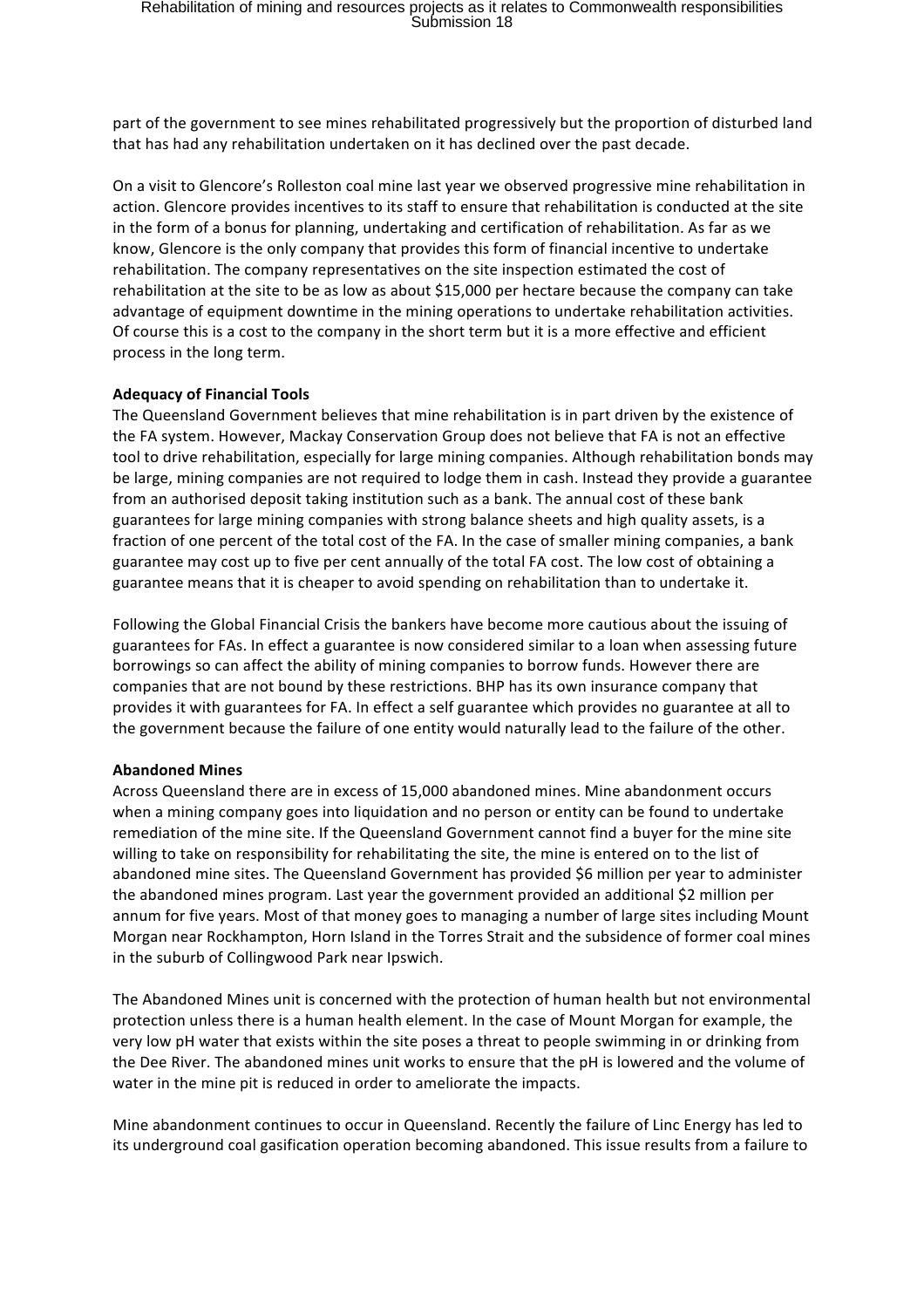part of the government to see mines rehabilitated progressively but the proportion of disturbed land that has had any rehabilitation undertaken on it has declined over the past decade.

On a visit to Glencore's Rolleston coal mine last year we observed progressive mine rehabilitation in action. Glencore provides incentives to its staff to ensure that rehabilitation is conducted at the site in the form of a bonus for planning, undertaking and certification of rehabilitation. As far as we know, Glencore is the only company that provides this form of financial incentive to undertake rehabilitation. The company representatives on the site inspection estimated the cost of rehabilitation at the site to be as low as about $15,000 per hectare because the company can take advantage of equipment downtime in the mining operations to undertake rehabilitation activities. Of course this is a cost to the company in the short term but it is a more effective and efficient process in the long term.

**Adequacy of Financial Tools**

The Queensland Government believes that mine rehabilitation is in part driven by the existence of the FA system. However, Mackay Conservation Group does not believe that FA is not an effective tool to drive rehabilitation, especially for large mining companies. Although rehabilitation bonds may be large, mining companies are not required to lodge them in cash. Instead they provide a guarantee from an authorised deposit taking institution such as a bank. The annual cost of these bank guarantees for large mining companies with strong balance sheets and high quality assets, is a fraction of one percent of the total cost of the FA. In the case of smaller mining companies, a bank guarantee may cost up to five per cent annually of the total FA cost. The low cost of obtaining a guarantee means that it is cheaper to avoid spending on rehabilitation than to undertake it.

Following the Global Financial Crisis the bankers have become more cautious about the issuing of guarantees for FAs. In effect a guarantee is now considered similar to a loan when assessing future borrowings so can affect the ability of mining companies to borrow funds. However there are companies that are not bound by these restrictions. BHP has its own insurance company that provides it with guarantees for FA. In effect a self guarantee which provides no guarantee at all to the government because the failure of one entity would naturally lead to the failure of the other.

**Abandoned Mines**

Across Queensland there are in excess of 15,000 abandoned mines. Mine abandonment occurs when a mining company goes into liquidation and no person or entity can be found to undertake remediation of the mine site. If the Queensland Government cannot find a buyer for the mine site willing to take on responsibility for rehabilitating the site, the mine is entered on to the list of abandoned mine sites. The Queensland Government has provided $6 million per year to administer the abandoned mines program. Last year the government provided an additional $2 million per annum for five years. Most of that money goes to managing a number of large sites including Mount Morgan near Rockhampton, Horn Island in the Torres Strait and the subsidence of former coal mines in the suburb of Collingwood Park near Ipswich.

The Abandoned Mines unit is concerned with the protection of human health but not environmental protection unless there is a human health element. In the case of Mount Morgan for example, the very low pH water that exists within the site poses a threat to people swimming in or drinking from the Dee River. The abandoned mines unit works to ensure that the pH is lowered and the volume of water in the mine pit is reduced in order to ameliorate the impacts.

Mine abandonment continues to occur in Queensland. Recently the failure of Linc Energy has led to its underground coal gasification operation becoming abandoned. This issue results from a failure to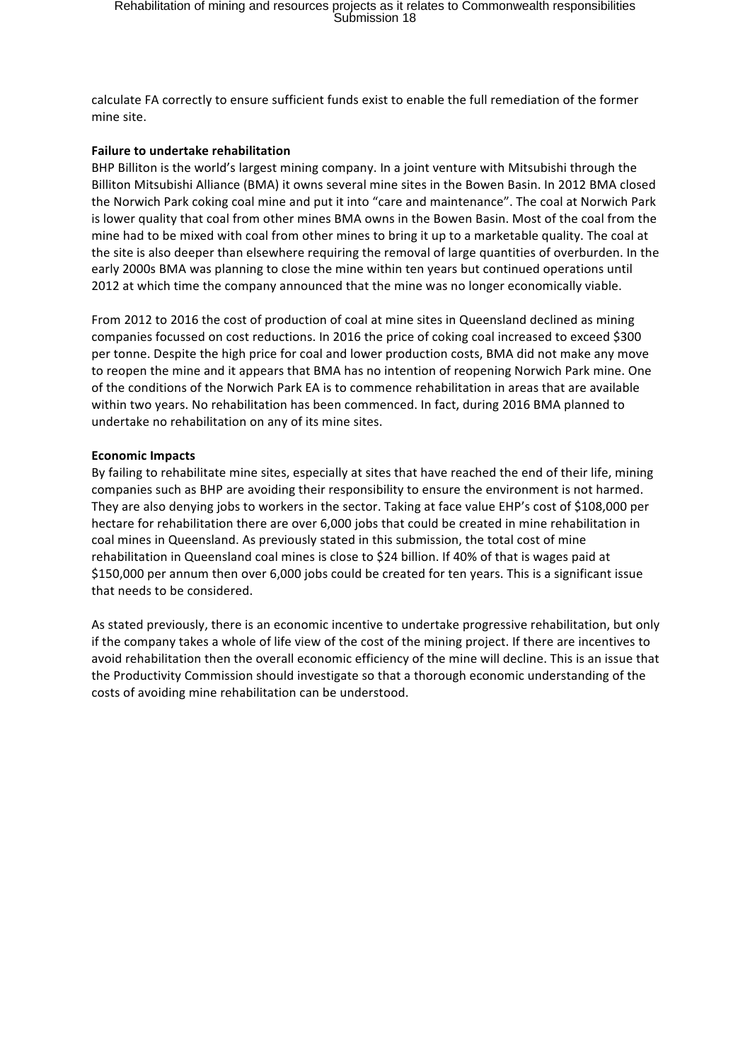calculate FA correctly to ensure sufficient funds exist to enable the full remediation of the former mine site.

**Failure to undertake rehabilitation**

BHP Billiton is the world's largest mining company. In a joint venture with Mitsubishi through the Billiton Mitsubishi Alliance (BMA) it owns several mine sites in the Bowen Basin. In 2012 BMA closed the Norwich Park coking coal mine and put it into "care and maintenance". The coal at Norwich Park is lower quality that coal from other mines BMA owns in the Bowen Basin. Most of the coal from the mine had to be mixed with coal from other mines to bring it up to a marketable quality. The coal at the site is also deeper than elsewhere requiring the removal of large quantities of overburden. In the early 2000s BMA was planning to close the mine within ten years but continued operations until 2012 at which time the company announced that the mine was no longer economically viable.

From 2012 to 2016 the cost of production of coal at mine sites in Queensland declined as mining companies focussed on cost reductions. In 2016 the price of coking coal increased to exceed $300 per tonne. Despite the high price for coal and lower production costs, BMA did not make any move to reopen the mine and it appears that BMA has no intention of reopening Norwich Park mine. One of the conditions of the Norwich Park EA is to commence rehabilitation in areas that are available within two years. No rehabilitation has been commenced. In fact, during 2016 BMA planned to undertake no rehabilitation on any of its mine sites.

**Economic Impacts**

By failing to rehabilitate mine sites, especially at sites that have reached the end of their life, mining companies such as BHP are avoiding their responsibility to ensure the environment is not harmed. They are also denying jobs to workers in the sector. Taking at face value EHP's cost of $108,000 per hectare for rehabilitation there are over 6,000 jobs that could be created in mine rehabilitation in coal mines in Queensland. As previously stated in this submission, the total cost of mine rehabilitation in Queensland coal mines is close to $24 billion. If 40% of that is wages paid at $150,000 per annum then over 6,000 jobs could be created for ten years. This is a significant issue that needs to be considered.

As stated previously, there is an economic incentive to undertake progressive rehabilitation, but only if the company takes a whole of life view of the cost of the mining project. If there are incentives to avoid rehabilitation then the overall economic efficiency of the mine will decline. This is an issue that the Productivity Commission should investigate so that a thorough economic understanding of the costs of avoiding mine rehabilitation can be understood.